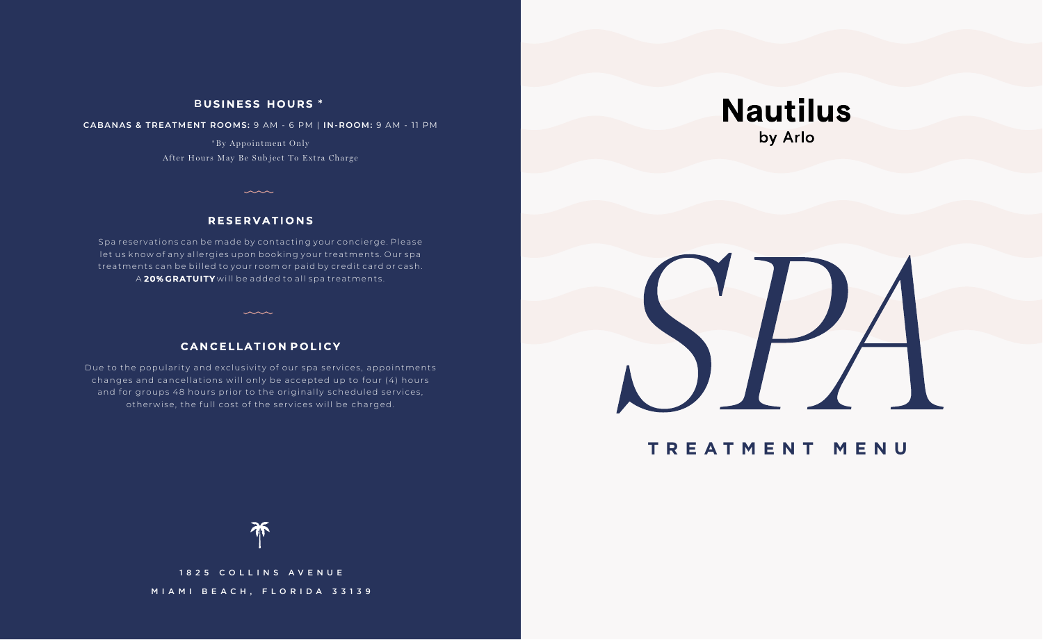## BUSINESS HOURS *

**CABANAS & TREATMENT ROOMS:** 9 AM - 6 PM | **IN-ROOM:** 9 AM - 11 PM

*By Appointment Only

After Hours May Be Subject To Extra Charge

## RESERVATIONS

Spa reservations can be made by contacting your concierge. Please let us know of any allergies upon booking your treatments. Our spa treatments can be billed to your room or paid by credit card or cash. A **20% GRATUITY** will be added to all spa treatments.

## CANCELLATION POLICY

Due to the popularity and exclusivity of our spa services, appointments changes and cancellations will only be accepted up to four (4) hours and for groups 48 hours prior to the originally scheduled services, otherwise, the full cost of the services will be charged.

1825 COLLINS AVENUE

MIAMI BEACH, FLORIDA 33139

# Nautilus

by Arlo

# *SPA*

## TREATMENT MENU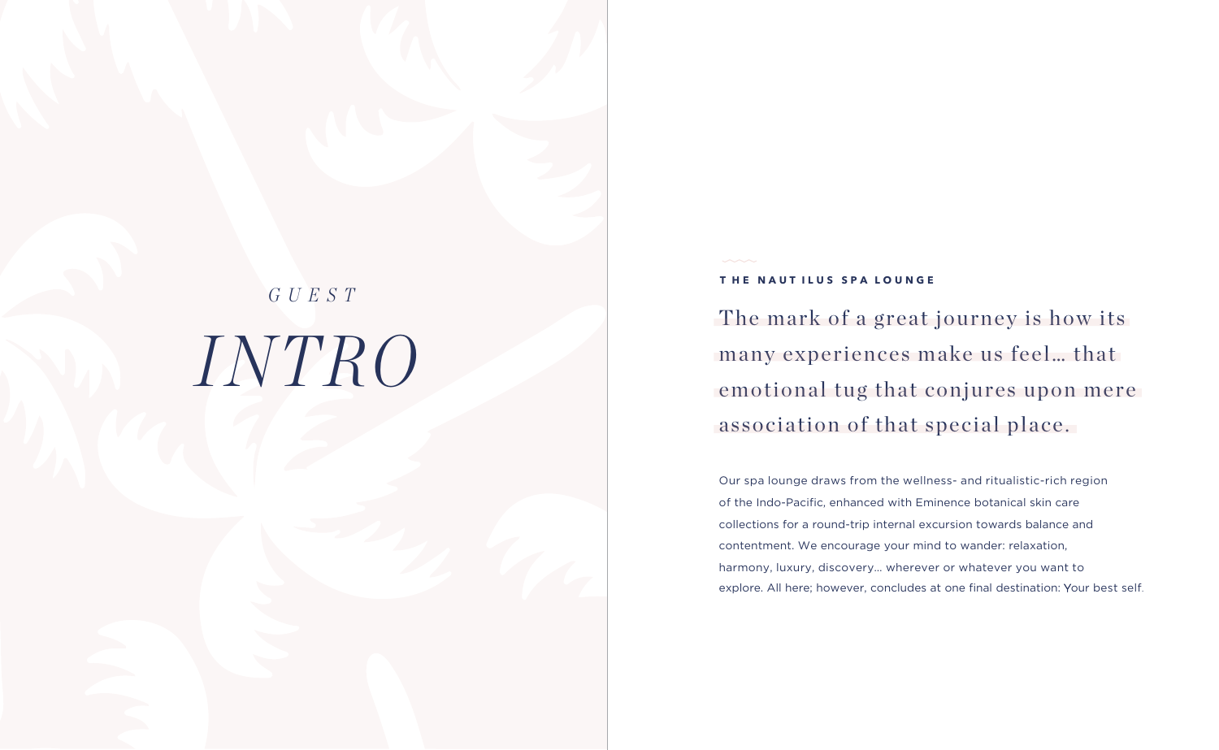# *GUEST INTRO*

## THE NAUTILUS SPA LOUNGE

The mark of a great journey is how its many experiences make us feel… that emotional tug that conjures upon mere association of that special place.

Our spa lounge draws from the wellness- and ritualistic-rich region of the Indo-Pacific, enhanced with Eminence botanical skin care collections for a round-trip internal excursion towards balance and contentment. We encourage your mind to wander: relaxation, harmony, luxury, discovery… wherever or whatever you want to explore. All here; however, concludes at one final destination: Your best self.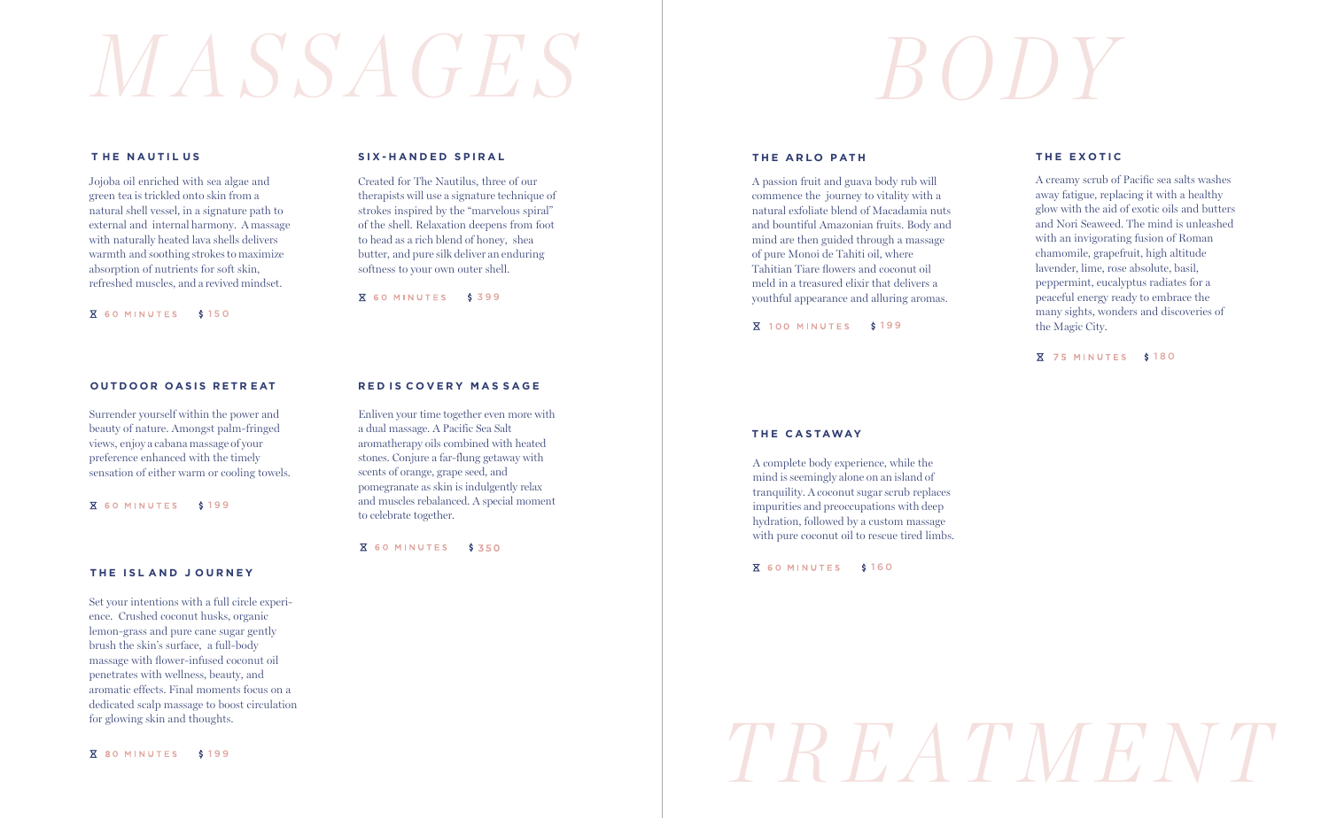# MASSAGES

### THE NAUTILUS

Jojoba oil enriched with sea algae and green tea is trickled onto skin from a natural shell vessel, in a signature path to external and internal harmony. A massage with naturally heated lava shells delivers warmth and soothing strokes to maximize absorption of nutrients for soft skin, refreshed muscles, and a revived mindset.

⧗ 60 MINUTES $150

### OUTDOOR OASIS RETREAT

Surrender yourself within the power and beauty of nature. Amongst palm-fringed views, enjoy a cabana massage of your preference enhanced with the timely sensation of either warm or cooling towels.

⧗ 60 MINUTES $199

### THE ISLAND JOURNEY

Set your intentions with a full circle experience. Crushed coconut husks, organic lemon-grass and pure cane sugar gently brush the skin's surface, a full-body massage with flower-infused coconut oil penetrates with wellness, beauty, and aromatic effects. Final moments focus on a dedicated scalp massage to boost circulation for glowing skin and thoughts.

⧗ 80 MINUTES $199

### SIX-HANDED SPIRAL

Created for The Nautilus, three of our therapists will use a signature technique of strokes inspired by the "marvelous spiral" of the shell. Relaxation deepens from foot to head as a rich blend of honey, shea butter, and pure silk deliver an enduring softness to your own outer shell.

⧗ 60 MINUTES $399

### REDISCOVERY MASSAGE

Enliven your time together even more with a dual massage. A Pacific Sea Salt aromatherapy oils combined with heated stones. Conjure a far-flung getaway with scents of orange, grape seed, and pomegranate as skin is indulgently relax and muscles rebalanced. A special moment to celebrate together.

⧗ 60 MINUTES $350

# BODY TREATMENT

### THE ARLO PATH

A passion fruit and guava body rub will commence the journey to vitality with a natural exfoliate blend of Macadamia nuts and bountiful Amazonian fruits. Body and mind are then guided through a massage of pure Monoi de Tahiti oil, where Tahitian Tiare flowers and coconut oil meld in a treasured elixir that delivers a youthful appearance and alluring aromas.

⧗ 100 MINUTES $199

### THE CASTAWAY

A complete body experience, while the mind is seemingly alone on an island of tranquility. A coconut sugar scrub replaces impurities and preoccupations with deep hydration, followed by a custom massage with pure coconut oil to rescue tired limbs.

⧗ 60 MINUTES $160

### THE EXOTIC

A creamy scrub of Pacific sea salts washes away fatigue, replacing it with a healthy glow with the aid of exotic oils and butters and Nori Seaweed. The mind is unleashed with an invigorating fusion of Roman chamomile, grapefruit, high altitude lavender, lime, rose absolute, basil, peppermint, eucalyptus radiates for a peaceful energy ready to embrace the many sights, wonders and discoveries of the Magic City.

⧗ 75 MINUTES $180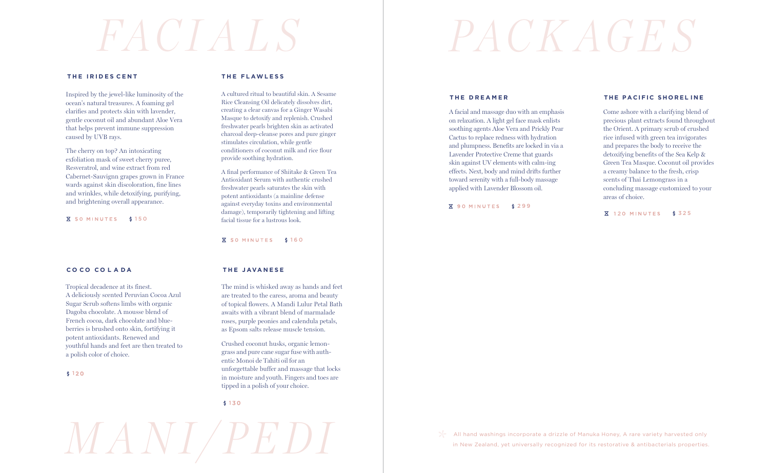# FACIALS

### THE IRIDESCENT

Inspired by the jewel-like luminosity of the ocean's natural treasures. A foaming gel clarifies and protects skin with lavender, gentle coconut oil and abundant Aloe Vera that helps prevent immune suppression caused by UVB rays.

The cherry on top? An intoxicating exfoliation mask of sweet cherry puree, Resveratrol, and wine extract from red Cabernet-Sauvignn grapes grown in France wards against skin discoloration, fine lines and wrinkles, while detoxifying, purifying, and brightening overall appearance.

⧗ 50 MINUTES $150

### THE FLAWLESS

A cultured ritual to beautiful skin. A Sesame Rice Cleansing Oil delicately dissolves dirt, creating a clear canvas for a Ginger Wasabi Masque to detoxify and replenish. Crushed freshwater pearls brighten skin as activated charcoal deep-cleanse pores and pure ginger stimulates circulation, while gentle conditioners of coconut milk and rice flour provide soothing hydration.

A final performance of Shiitake & Green Tea Antioxidant Serum with authentic crushed freshwater pearls saturates the skin with potent antioxidants (a mainline defense against everyday toxins and environmental damage), temporarily tightening and lifting facial tissue for a lustrous look.

⧗ 50 MINUTES $160

# MANI/PEDI

### COCO COLADA

Tropical decadence at its finest. A deliciously scented Peruvian Cocoa Azul Sugar Scrub softens limbs with organic Dagoba chocolate. A mousse blend of French cocoa, dark chocolate and blueberries is brushed onto skin, fortifying it potent antioxidants. Renewed and youthful hands and feet are then treated to a polish color of choice.

$120

### THE JAVANESE

The mind is whisked away as hands and feet are treated to the caress, aroma and beauty of topical flowers. A Mandi Lulur Petal Bath awaits with a vibrant blend of marmalade roses, purple peonies and calendula petals, as Epsom salts release muscle tension.

Crushed coconut husks, organic lemongrass and pure cane sugar fuse with authentic Monoi de Tahiti oil for an unforgettable buffer and massage that locks in moisture and youth. Fingers and toes are tipped in a polish of your choice.

$130

# PACKAGES

### THE DREAMER

A facial and massage duo with an emphasis on relaxation. A light gel face mask enlists soothing agents Aloe Vera and Prickly Pear Cactus to replace redness with hydration and plumpness. Benefits are locked in via a Lavender Protective Creme that guards skin against UV elements with calm-ing effects. Next, body and mind drifts further toward serenity with a full-body massage applied with Lavender Blossom oil.

⧗ 90 MINUTES $299

### THE PACIFIC SHORELINE

Come ashore with a clarifying blend of precious plant extracts found throughout the Orient. A primary scrub of crushed rice infused with green tea invigorates and prepares the body to receive the detoxifying benefits of the Sea Kelp & Green Tea Masque. Coconut oil provides a creamy balance to the fresh, crisp scents of Thai Lemongrass in a concluding massage customized to your areas of choice.

⧗ 120 MINUTES $325

* All hand washings incorporate a drizzle of Manuka Honey, A rare variety harvested only in New Zealand, yet universally recognized for its restorative & antibacterials properties.